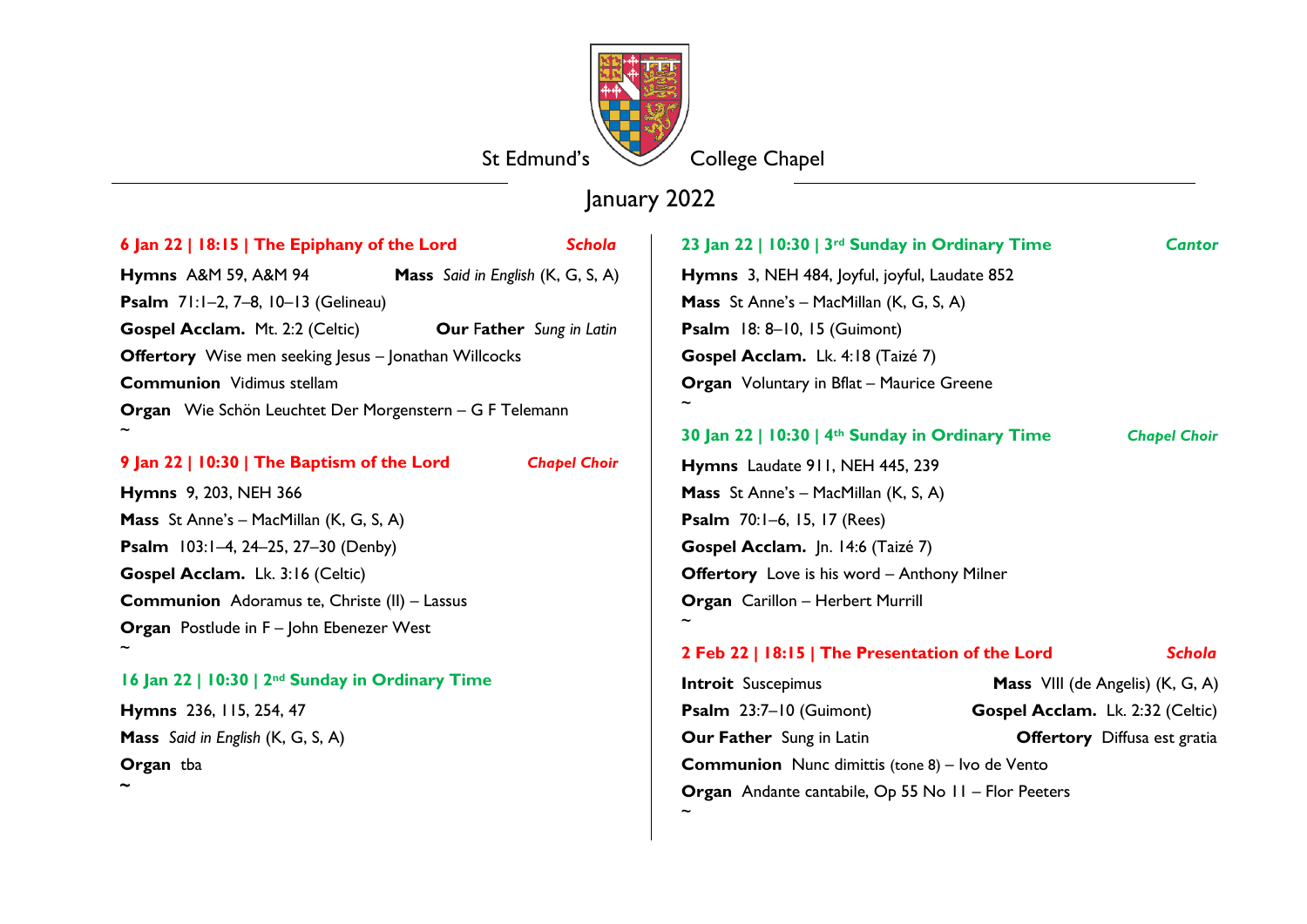# St Edmund's College Chapel

## January 2022

### 6 Jan 22 | 18:15 | The Epiphany of the Lord — *Schola*

**Hymns** A&M 59, A&M 94
**Mass** *Said in English* (K, G, S, A)
**Psalm** 71:1–2, 7–8, 10–13 (Gelineau)
**Gospel Acclam.** Mt. 2:2 (Celtic)
**Our Father** *Sung in Latin*
**Offertory** Wise men seeking Jesus – Jonathan Willcocks
**Communion** Vidimus stellam
**Organ** Wie Schön Leuchtet Der Morgenstern – G F Telemann

~

### 9 Jan 22 | 10:30 | The Baptism of the Lord — *Chapel Choir*

**Hymns** 9, 203, NEH 366
**Mass** St Anne's – MacMillan (K, G, S, A)
**Psalm** 103:1–4, 24–25, 27–30 (Denby)
**Gospel Acclam.** Lk. 3:16 (Celtic)
**Communion** Adoramus te, Christe (II) – Lassus
**Organ** Postlude in F – John Ebenezer West

~

### 16 Jan 22 | 10:30 | 2nd Sunday in Ordinary Time

**Hymns** 236, 115, 254, 47
**Mass** *Said in English* (K, G, S, A)
**Organ** tba

~

### 23 Jan 22 | 10:30 | 3rd Sunday in Ordinary Time — *Cantor*

**Hymns** 3, NEH 484, Joyful, joyful, Laudate 852
**Mass** St Anne's – MacMillan (K, G, S, A)
**Psalm** 18: 8–10, 15 (Guimont)
**Gospel Acclam.** Lk. 4:18 (Taizé 7)
**Organ** Voluntary in Bflat – Maurice Greene

~

### 30 Jan 22 | 10:30 | 4th Sunday in Ordinary Time — *Chapel Choir*

**Hymns** Laudate 911, NEH 445, 239
**Mass** St Anne's – MacMillan (K, S, A)
**Psalm** 70:1–6, 15, 17 (Rees)
**Gospel Acclam.** Jn. 14:6 (Taizé 7)
**Offertory** Love is his word – Anthony Milner
**Organ** Carillon – Herbert Murrill

~

### 2 Feb 22 | 18:15 | The Presentation of the Lord — *Schola*

**Introit** Suscepimus
**Mass** VIII (de Angelis) (K, G, A)
**Psalm** 23:7–10 (Guimont)
**Gospel Acclam.** Lk. 2:32 (Celtic)
**Our Father** Sung in Latin
**Offertory** Diffusa est gratia
**Communion** Nunc dimittis (tone 8) – Ivo de Vento
**Organ** Andante cantabile, Op 55 No 11 – Flor Peeters

~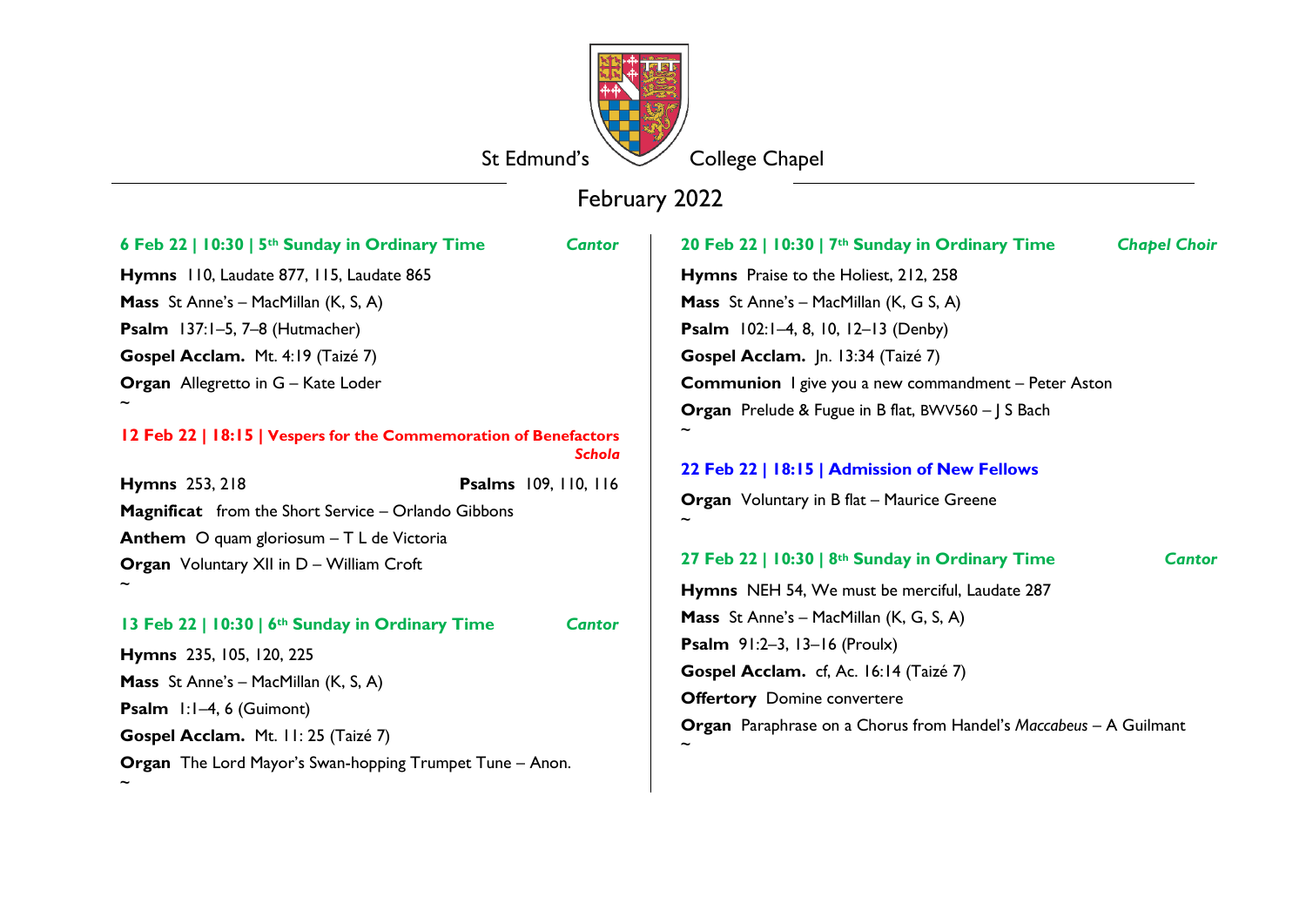St Edmund's College Chapel

# February 2022

### 6 Feb 22 | 10:30 | 5th Sunday in Ordinary Time — *Cantor*

**Hymns** 110, Laudate 877, 115, Laudate 865
**Mass** St Anne's – MacMillan (K, S, A)
**Psalm** 137:1–5, 7–8 (Hutmacher)
**Gospel Acclam.** Mt. 4:19 (Taizé 7)
**Organ** Allegretto in G – Kate Loder
~

### 12 Feb 22 | 18:15 | Vespers for the Commemoration of Benefactors — *Schola*

**Hymns** 253, 218 **Psalms** 109, 110, 116
**Magnificat** from the Short Service – Orlando Gibbons
**Anthem** O quam gloriosum – T L de Victoria
**Organ** Voluntary XII in D – William Croft
~

### 13 Feb 22 | 10:30 | 6th Sunday in Ordinary Time — *Cantor*

**Hymns** 235, 105, 120, 225
**Mass** St Anne's – MacMillan (K, S, A)
**Psalm** 1:1–4, 6 (Guimont)
**Gospel Acclam.** Mt. 11: 25 (Taizé 7)
**Organ** The Lord Mayor's Swan-hopping Trumpet Tune – Anon.
~

### 20 Feb 22 | 10:30 | 7th Sunday in Ordinary Time — *Chapel Choir*

**Hymns** Praise to the Holiest, 212, 258
**Mass** St Anne's – MacMillan (K, G S, A)
**Psalm** 102:1–4, 8, 10, 12–13 (Denby)
**Gospel Acclam.** Jn. 13:34 (Taizé 7)
**Communion** I give you a new commandment – Peter Aston
**Organ** Prelude & Fugue in B flat, BWV560 – J S Bach
~

### 22 Feb 22 | 18:15 | Admission of New Fellows

**Organ** Voluntary in B flat – Maurice Greene
~

### 27 Feb 22 | 10:30 | 8th Sunday in Ordinary Time — *Cantor*

**Hymns** NEH 54, We must be merciful, Laudate 287
**Mass** St Anne's – MacMillan (K, G, S, A)
**Psalm** 91:2–3, 13–16 (Proulx)
**Gospel Acclam.** cf, Ac. 16:14 (Taizé 7)
**Offertory** Domine convertere
**Organ** Paraphrase on a Chorus from Handel's *Maccabeus* – A Guilmant
~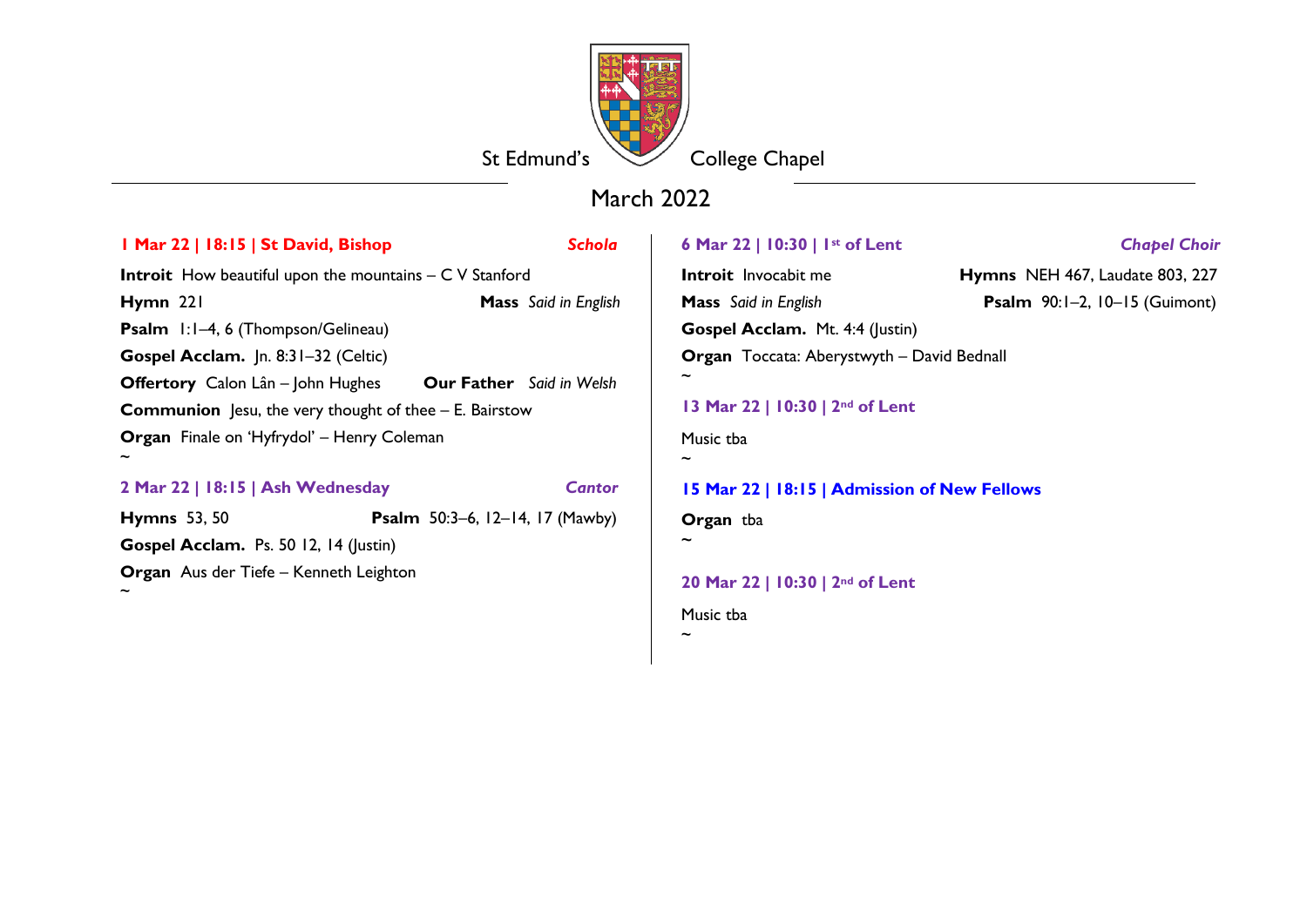# St Edmund's College Chapel

## March 2022

### 1 Mar 22 | 18:15 | St David, Bishop — *Schola*

**Introit** How beautiful upon the mountains – C V Stanford

**Hymn** 221 **Mass** *Said in English*

**Psalm** 1:1–4, 6 (Thompson/Gelineau)

**Gospel Acclam.** Jn. 8:31–32 (Celtic)

**Offertory** Calon Lân – John Hughes **Our Father** *Said in Welsh*

**Communion** Jesu, the very thought of thee – E. Bairstow

**Organ** Finale on 'Hyfrydol' – Henry Coleman

~

### 2 Mar 22 | 18:15 | Ash Wednesday — *Cantor*

**Hymns** 53, 50 **Psalm** 50:3–6, 12–14, 17 (Mawby)

**Gospel Acclam.** Ps. 50 12, 14 (Justin)

**Organ** Aus der Tiefe – Kenneth Leighton

~

### 6 Mar 22 | 10:30 | 1st of Lent — *Chapel Choir*

**Introit** Invocabit me **Hymns** NEH 467, Laudate 803, 227

**Mass** *Said in English* **Psalm** 90:1–2, 10–15 (Guimont)

**Gospel Acclam.** Mt. 4:4 (Justin)

**Organ** Toccata: Aberystwyth – David Bednall

~

### 13 Mar 22 | 10:30 | 2nd of Lent

Music tba

~

### 15 Mar 22 | 18:15 | Admission of New Fellows

**Organ** tba

~

### 20 Mar 22 | 10:30 | 2nd of Lent

Music tba

~